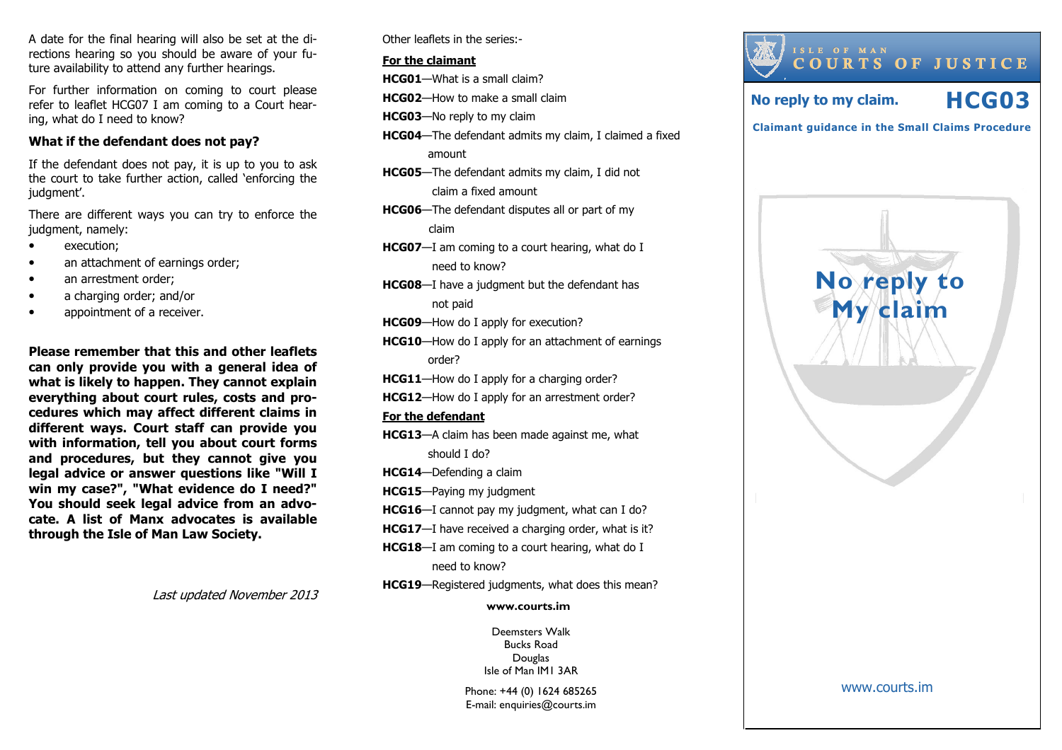A date for the final hearing will also be set at the directions hearing so you should be aware of your future availability to attend any further hearings.

For further information on coming to court please refer to leaflet HCG07 I am coming to a Court hearing, what do I need to know?

### What if the defendant does not pay?

If the defendant does not pay, it is up to you to ask the court to take further action, called 'enforcing the judgment'.

There are different ways you can try to enforce the judgment, namely:

- execution;
- an attachment of earnings order;
- an arrestment order;
- a charging order; and/or
- appointment of a receiver.

**Please remember that this and other leaflets can only provide you with a general idea of what is likely to happen. They cannot explain everything about court rules, costs and procedures which may affect different claims in different ways. Court staff can provide you with information, tell you about court forms and procedures, but they cannot give you legal advice or answer questions like "Will I win my case?", "What evidence do I need?" You should seek legal advice from an advocate. A list of Manx advocates is available through the Isle of Man Law Society.**

*Last updated November 2013*

Other leaflets in the series:-

**For the claimant**

**HCG01**—What is a small claim?

**HCG02**—How to make a small claim

**HCG03**—No reply to my claim

**HCG04**—The defendant admits my claim, I claimed a fixed amount

**HCG05**—The defendant admits my claim, I did not claim a fixed amount

**HCG06**—The defendant disputes all or part of my claim

**HCG07**—I am coming to a court hearing, what do I need to know?

**HCG08**—I have a judgment but the defendant has not paid

**HCG09**—How do I apply for execution?

**HCG10**—How do I apply for an attachment of earnings order?

**HCG11**—How do I apply for a charging order?

**HCG12**—How do I apply for an arrestment order?

**For the defendant**

**HCG13**—A claim has been made against me, what should I do?

**HCG14**—Defending a claim

**HCG15**—Paying my judgment

**HCG16**—I cannot pay my judgment, what can I do?

**HCG17**—I have received a charging order, what is it?

**HCG18**—I am coming to a court hearing, what do I need to know?

**HCG19**—Registered judgments, what does this mean?

**www.courts.im**

Deemsters Walk
Bucks Road
Douglas
Isle of Man IM1 3AR

Phone: +44 (0) 1624 685265
E-mail: enquiries@courts.im

ISLE OF MAN
COURTS OF JUSTICE

## No reply to my claim. HCG03

**Claimant guidance in the Small Claims Procedure**

# No reply to My claim

www.courts.im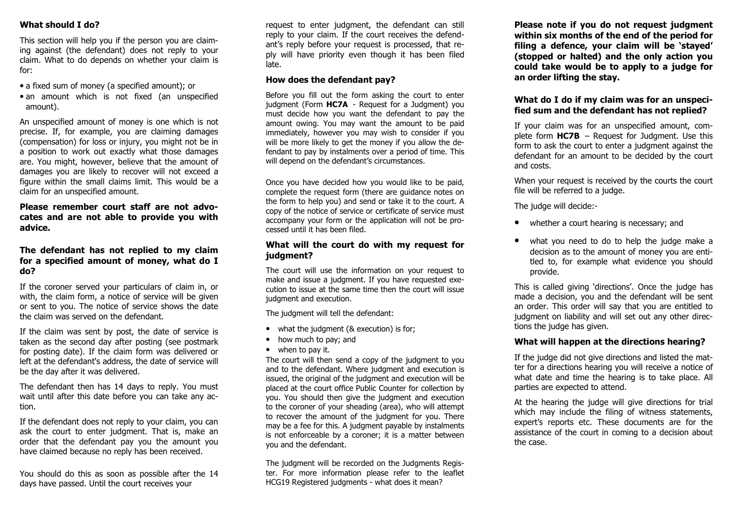## What should I do?

This section will help you if the person you are claiming against (the defendant) does not reply to your claim. What to do depends on whether your claim is for:

- a fixed sum of money (a specified amount); or
- an amount which is not fixed (an unspecified amount).

An unspecified amount of money is one which is not precise. If, for example, you are claiming damages (compensation) for loss or injury, you might not be in a position to work out exactly what those damages are. You might, however, believe that the amount of damages you are likely to recover will not exceed a figure within the small claims limit. This would be a claim for an unspecified amount.

**Please remember court staff are not advocates and are not able to provide you with advice.**

## The defendant has not replied to my claim for a specified amount of money, what do I do?

If the coroner served your particulars of claim in, or with, the claim form, a notice of service will be given or sent to you. The notice of service shows the date the claim was served on the defendant.

If the claim was sent by post, the date of service is taken as the second day after posting (see postmark for posting date). If the claim form was delivered or left at the defendant's address, the date of service will be the day after it was delivered.

The defendant then has 14 days to reply. You must wait until after this date before you can take any action.

If the defendant does not reply to your claim, you can ask the court to enter judgment. That is, make an order that the defendant pay you the amount you have claimed because no reply has been received.

You should do this as soon as possible after the 14 days have passed. Until the court receives your request to enter judgment, the defendant can still reply to your claim. If the court receives the defendant's reply before your request is processed, that reply will have priority even though it has been filed late.

## How does the defendant pay?

Before you fill out the form asking the court to enter judgment (Form **HC7A** - Request for a Judgment) you must decide how you want the defendant to pay the amount owing. You may want the amount to be paid immediately, however you may wish to consider if you will be more likely to get the money if you allow the defendant to pay by instalments over a period of time. This will depend on the defendant's circumstances.

Once you have decided how you would like to be paid, complete the request form (there are guidance notes on the form to help you) and send or take it to the court. A copy of the notice of service or certificate of service must accompany your form or the application will not be processed until it has been filed.

## What will the court do with my request for judgment?

The court will use the information on your request to make and issue a judgment. If you have requested execution to issue at the same time then the court will issue judgment and execution.

The judgment will tell the defendant:

- what the judgment (& execution) is for;
- how much to pay; and
- when to pay it.

The court will then send a copy of the judgment to you and to the defendant. Where judgment and execution is issued, the original of the judgment and execution will be placed at the court office Public Counter for collection by you. You should then give the judgment and execution to the coroner of your sheading (area), who will attempt to recover the amount of the judgment for you. There may be a fee for this. A judgment payable by instalments is not enforceable by a coroner; it is a matter between you and the defendant.

The judgment will be recorded on the Judgments Register. For more information please refer to the leaflet HCG19 Registered judgments - what does it mean?

**Please note if you do not request judgment within six months of the end of the period for filing a defence, your claim will be 'stayed' (stopped or halted) and the only action you could take would be to apply to a judge for an order lifting the stay.**

## What do I do if my claim was for an unspecified sum and the defendant has not replied?

If your claim was for an unspecified amount, complete form **HC7B** – Request for Judgment. Use this form to ask the court to enter a judgment against the defendant for an amount to be decided by the court and costs.

When your request is received by the courts the court file will be referred to a judge.

The judge will decide:-

- whether a court hearing is necessary; and
- what you need to do to help the judge make a decision as to the amount of money you are entitled to, for example what evidence you should provide.

This is called giving 'directions'. Once the judge has made a decision, you and the defendant will be sent an order. This order will say that you are entitled to judgment on liability and will set out any other directions the judge has given.

## What will happen at the directions hearing?

If the judge did not give directions and listed the matter for a directions hearing you will receive a notice of what date and time the hearing is to take place. All parties are expected to attend.

At the hearing the judge will give directions for trial which may include the filing of witness statements, expert's reports etc. These documents are for the assistance of the court in coming to a decision about the case.